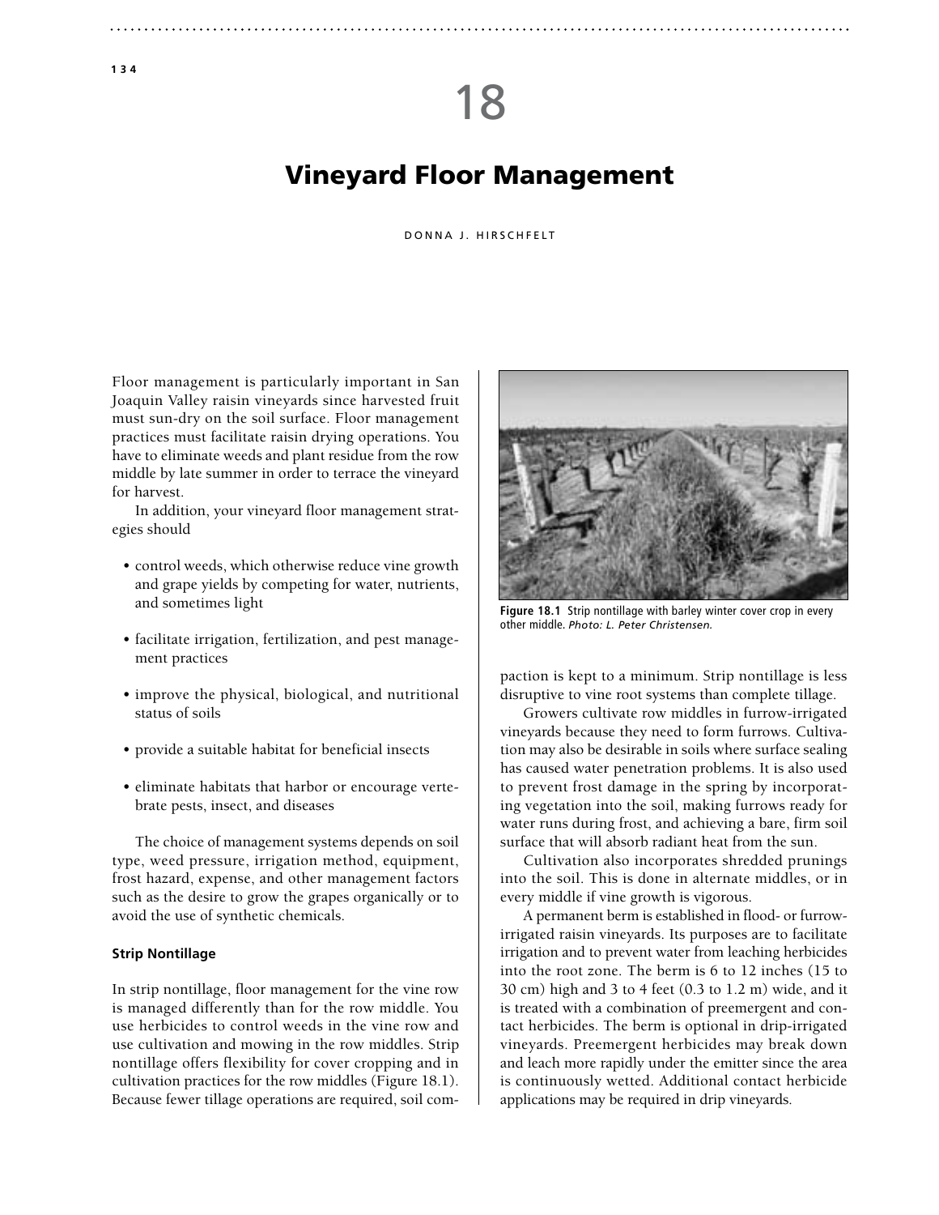# 18

# Vineyard Floor Management

DONNA J. HIRSCHFELT

Floor management is particularly important in San Joaquin Valley raisin vineyards since harvested fruit must sun-dry on the soil surface. Floor management practices must facilitate raisin drying operations. You have to eliminate weeds and plant residue from the row middle by late summer in order to terrace the vineyard for harvest.

In addition, your vineyard floor management strategies should

- control weeds, which otherwise reduce vine growth and grape yields by competing for water, nutrients, and sometimes light
- facilitate irrigation, fertilization, and pest management practices
- improve the physical, biological, and nutritional status of soils
- provide a suitable habitat for beneficial insects
- eliminate habitats that harbor or encourage vertebrate pests, insect, and diseases

The choice of management systems depends on soil type, weed pressure, irrigation method, equipment, frost hazard, expense, and other management factors such as the desire to grow the grapes organically or to avoid the use of synthetic chemicals.

### Strip Nontillage

In strip nontillage, floor management for the vine row is managed differently than for the row middle. You use herbicides to control weeds in the vine row and use cultivation and mowing in the row middles. Strip nontillage offers flexibility for cover cropping and in cultivation practices for the row middles (Figure 18.1). Because fewer tillage operations are required, soil compaction is kept to a minimum. Strip nontillage is less disruptive to vine root systems than complete tillage.

**Figure 18.1** Strip nontillage with barley winter cover crop in every other middle. *Photo: L. Peter Christensen.*

Growers cultivate row middles in furrow-irrigated vineyards because they need to form furrows. Cultivation may also be desirable in soils where surface sealing has caused water penetration problems. It is also used to prevent frost damage in the spring by incorporating vegetation into the soil, making furrows ready for water runs during frost, and achieving a bare, firm soil surface that will absorb radiant heat from the sun.

Cultivation also incorporates shredded prunings into the soil. This is done in alternate middles, or in every middle if vine growth is vigorous.

A permanent berm is established in flood- or furrow-irrigated raisin vineyards. Its purposes are to facilitate irrigation and to prevent water from leaching herbicides into the root zone. The berm is 6 to 12 inches (15 to 30 cm) high and 3 to 4 feet (0.3 to 1.2 m) wide, and it is treated with a combination of preemergent and contact herbicides. The berm is optional in drip-irrigated vineyards. Preemergent herbicides may break down and leach more rapidly under the emitter since the area is continuously wetted. Additional contact herbicide applications may be required in drip vineyards.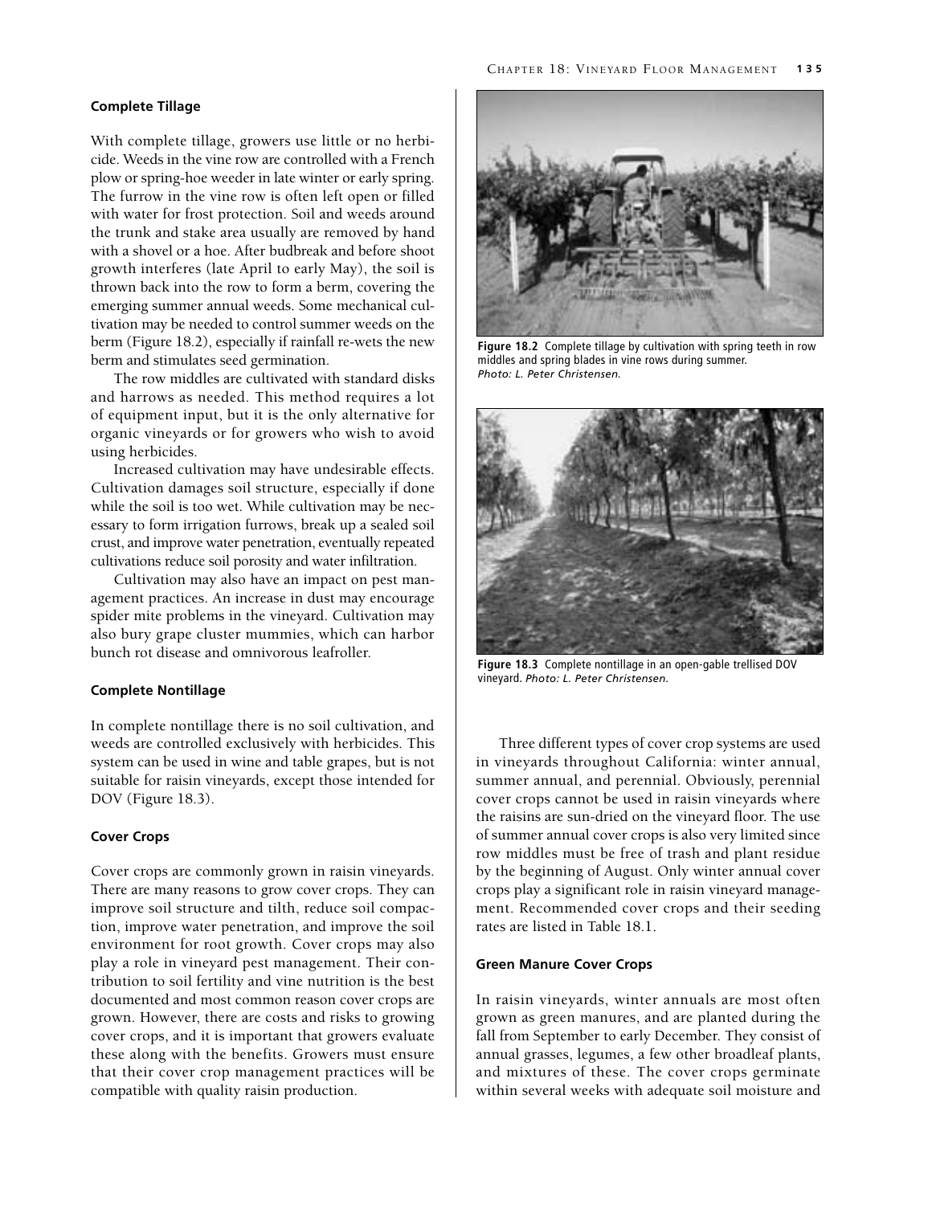### Complete Tillage

With complete tillage, growers use little or no herbicide. Weeds in the vine row are controlled with a French plow or spring-hoe weeder in late winter or early spring. The furrow in the vine row is often left open or filled with water for frost protection. Soil and weeds around the trunk and stake area usually are removed by hand with a shovel or a hoe. After budbreak and before shoot growth interferes (late April to early May), the soil is thrown back into the row to form a berm, covering the emerging summer annual weeds. Some mechanical cultivation may be needed to control summer weeds on the berm (Figure 18.2), especially if rainfall re-wets the new berm and stimulates seed germination.

The row middles are cultivated with standard disks and harrows as needed. This method requires a lot of equipment input, but it is the only alternative for organic vineyards or for growers who wish to avoid using herbicides.

Increased cultivation may have undesirable effects. Cultivation damages soil structure, especially if done while the soil is too wet. While cultivation may be necessary to form irrigation furrows, break up a sealed soil crust, and improve water penetration, eventually repeated cultivations reduce soil porosity and water infiltration.

Cultivation may also have an impact on pest management practices. An increase in dust may encourage spider mite problems in the vineyard. Cultivation may also bury grape cluster mummies, which can harbor bunch rot disease and omnivorous leafroller.

### Complete Nontillage

In complete nontillage there is no soil cultivation, and weeds are controlled exclusively with herbicides. This system can be used in wine and table grapes, but is not suitable for raisin vineyards, except those intended for DOV (Figure 18.3).

### Cover Crops

Cover crops are commonly grown in raisin vineyards. There are many reasons to grow cover crops. They can improve soil structure and tilth, reduce soil compaction, improve water penetration, and improve the soil environment for root growth. Cover crops may also play a role in vineyard pest management. Their contribution to soil fertility and vine nutrition is the best documented and most common reason cover crops are grown. However, there are costs and risks to growing cover crops, and it is important that growers evaluate these along with the benefits. Growers must ensure that their cover crop management practices will be compatible with quality raisin production.

**Figure 18.2** Complete tillage by cultivation with spring teeth in row middles and spring blades in vine rows during summer. *Photo: L. Peter Christensen.*

**Figure 18.3** Complete nontillage in an open-gable trellised DOV vineyard. *Photo: L. Peter Christensen.*

Three different types of cover crop systems are used in vineyards throughout California: winter annual, summer annual, and perennial. Obviously, perennial cover crops cannot be used in raisin vineyards where the raisins are sun-dried on the vineyard floor. The use of summer annual cover crops is also very limited since row middles must be free of trash and plant residue by the beginning of August. Only winter annual cover crops play a significant role in raisin vineyard management. Recommended cover crops and their seeding rates are listed in Table 18.1.

### Green Manure Cover Crops

In raisin vineyards, winter annuals are most often grown as green manures, and are planted during the fall from September to early December. They consist of annual grasses, legumes, a few other broadleaf plants, and mixtures of these. The cover crops germinate within several weeks with adequate soil moisture and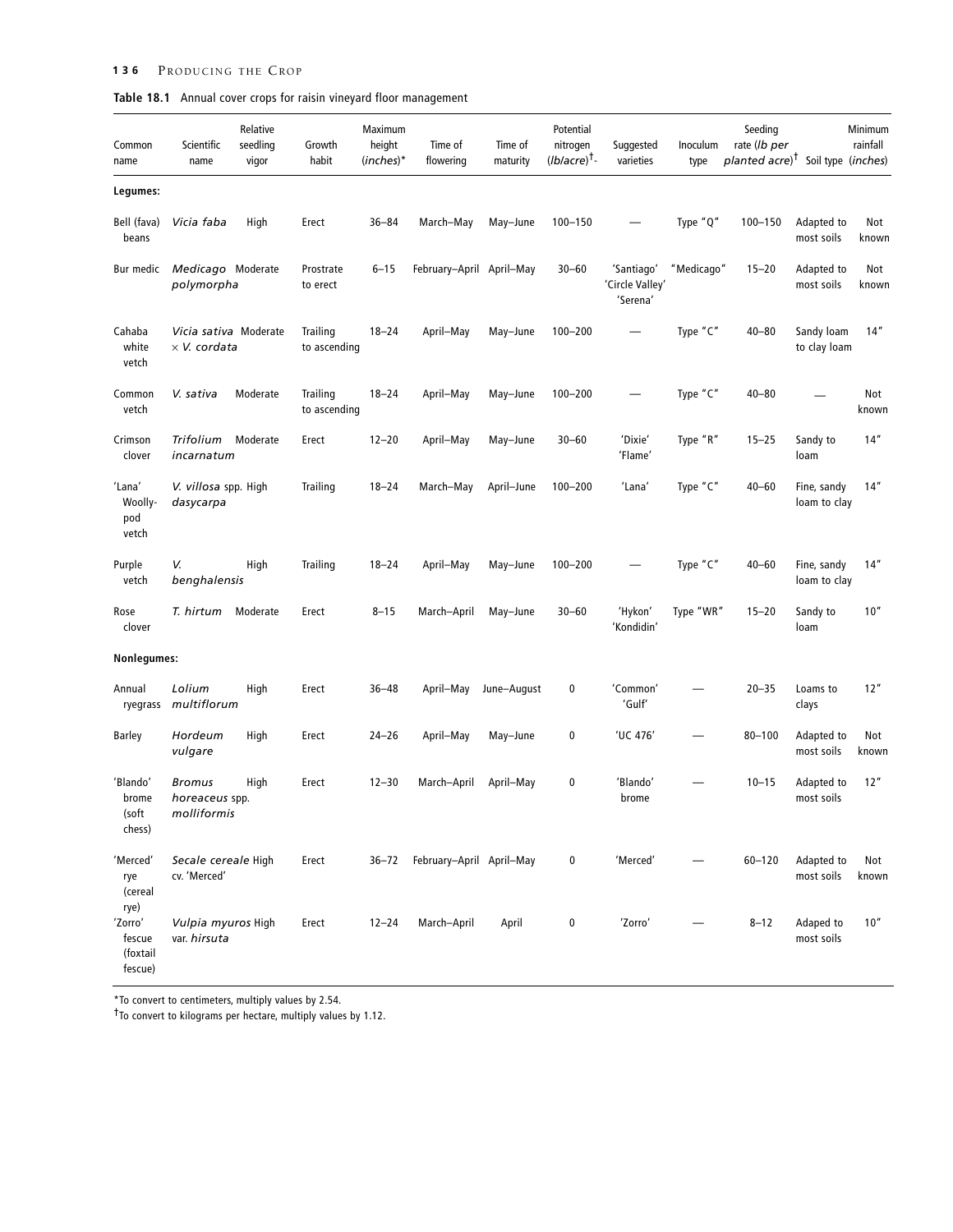**Table 18.1** Annual cover crops for raisin vineyard floor management

| Common name | Scientific name | Relative seedling vigor | Growth habit | Maximum height (*inches*)* | Time of flowering | Time of maturity | Potential nitrogen (*lb/acre*)† | Suggested varieties | Inoculum type | Seeding rate (*lb per planted acre*)† | Soil type | Minimum rainfall (*inches*) |
|---|---|---|---|---|---|---|---|---|---|---|---|---|
| **Legumes:** | | | | | | | | | | | | |
| Bell (fava) beans | *Vicia faba* | High | Erect | 36–84 | March–May | May–June | 100–150 | — | Type "Q" | 100–150 | Adapted to most soils | Not known |
| Bur medic | *Medicago polymorpha* | Moderate | Prostrate to erect | 6–15 | February–April | April–May | 30–60 | 'Santiago' 'Circle Valley' 'Serena' | "Medicago" | 15–20 | Adapted to most soils | Not known |
| Cahaba white vetch | *Vicia sativa* × *V. cordata* | Moderate | Trailing to ascending | 18–24 | April–May | May–June | 100–200 | — | Type "C" | 40–80 | Sandy loam to clay loam | 14" |
| Common vetch | *V. sativa* | Moderate | Trailing to ascending | 18–24 | April–May | May–June | 100–200 | — | Type "C" | 40–80 | — | Not known |
| Crimson clover | *Trifolium incarnatum* | Moderate | Erect | 12–20 | April–May | May–June | 30–60 | 'Dixie' 'Flame' | Type "R" | 15–25 | Sandy to loam | 14" |
| 'Lana' Woolly-pod vetch | *V. villosa* spp. *dasycarpa* | High | Trailing | 18–24 | March–May | April–June | 100–200 | 'Lana' | Type "C" | 40–60 | Fine, sandy loam to clay | 14" |
| Purple vetch | *V. benghalensis* | High | Trailing | 18–24 | April–May | May–June | 100–200 | — | Type "C" | 40–60 | Fine, sandy loam to clay | 14" |
| Rose clover | *T. hirtum* | Moderate | Erect | 8–15 | March–April | May–June | 30–60 | 'Hykon' 'Kondidin' | Type "WR" | 15–20 | Sandy to loam | 10" |
| **Nonlegumes:** | | | | | | | | | | | | |
| Annual ryegrass | *Lolium multiflorum* | High | Erect | 36–48 | April–May | June–August | 0 | 'Common' 'Gulf' | — | 20–35 | Loams to clays | 12" |
| Barley | *Hordeum vulgare* | High | Erect | 24–26 | April–May | May–June | 0 | 'UC 476' | — | 80–100 | Adapted to most soils | Not known |
| 'Blando' brome (soft chess) | *Bromus horeaceus* spp. *molliformis* | High | Erect | 12–30 | March–April | April–May | 0 | 'Blando' brome | — | 10–15 | Adapted to most soils | 12" |
| 'Merced' rye (cereal rye) | *Secale cereale* cv. 'Merced' | High | Erect | 36–72 | February–April | April–May | 0 | 'Merced' | — | 60–120 | Adapted to most soils | Not known |
| 'Zorro' fescue (foxtail fescue) | *Vulpia myuros* var. *hirsuta* | High | Erect | 12–24 | March–April | April | 0 | 'Zorro' | — | 8–12 | Adaped to most soils | 10" |

*To convert to centimeters, multiply values by 2.54.

†To convert to kilograms per hectare, multiply values by 1.12.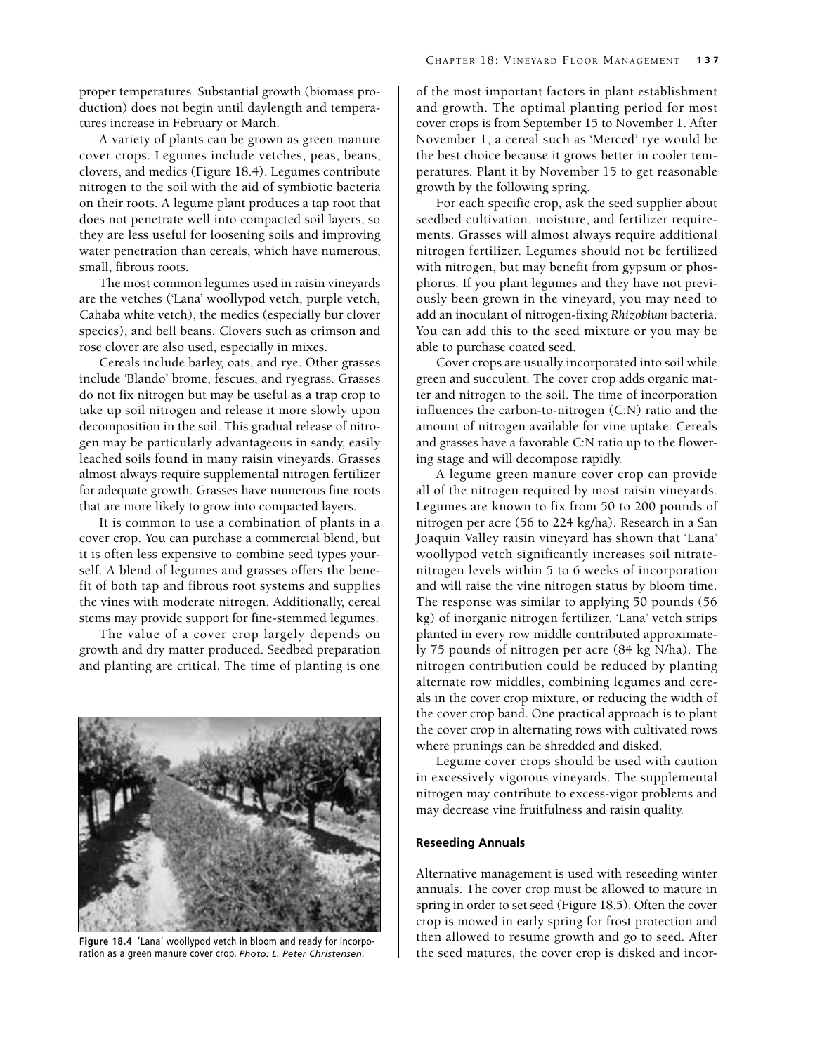proper temperatures. Substantial growth (biomass production) does not begin until daylength and temperatures increase in February or March.

A variety of plants can be grown as green manure cover crops. Legumes include vetches, peas, beans, clovers, and medics (Figure 18.4). Legumes contribute nitrogen to the soil with the aid of symbiotic bacteria on their roots. A legume plant produces a tap root that does not penetrate well into compacted soil layers, so they are less useful for loosening soils and improving water penetration than cereals, which have numerous, small, fibrous roots.

The most common legumes used in raisin vineyards are the vetches ('Lana' woollypod vetch, purple vetch, Cahaba white vetch), the medics (especially bur clover species), and bell beans. Clovers such as crimson and rose clover are also used, especially in mixes.

Cereals include barley, oats, and rye. Other grasses include 'Blando' brome, fescues, and ryegrass. Grasses do not fix nitrogen but may be useful as a trap crop to take up soil nitrogen and release it more slowly upon decomposition in the soil. This gradual release of nitrogen may be particularly advantageous in sandy, easily leached soils found in many raisin vineyards. Grasses almost always require supplemental nitrogen fertilizer for adequate growth. Grasses have numerous fine roots that are more likely to grow into compacted layers.

It is common to use a combination of plants in a cover crop. You can purchase a commercial blend, but it is often less expensive to combine seed types yourself. A blend of legumes and grasses offers the benefit of both tap and fibrous root systems and supplies the vines with moderate nitrogen. Additionally, cereal stems may provide support for fine-stemmed legumes.

The value of a cover crop largely depends on growth and dry matter produced. Seedbed preparation and planting are critical. The time of planting is one of the most important factors in plant establishment and growth. The optimal planting period for most cover crops is from September 15 to November 1. After November 1, a cereal such as 'Merced' rye would be the best choice because it grows better in cooler temperatures. Plant it by November 15 to get reasonable growth by the following spring.

**Figure 18.4** 'Lana' woollypod vetch in bloom and ready for incorporation as a green manure cover crop. *Photo: L. Peter Christensen.*

For each specific crop, ask the seed supplier about seedbed cultivation, moisture, and fertilizer requirements. Grasses will almost always require additional nitrogen fertilizer. Legumes should not be fertilized with nitrogen, but may benefit from gypsum or phosphorus. If you plant legumes and they have not previously been grown in the vineyard, you may need to add an inoculant of nitrogen-fixing *Rhizobium* bacteria. You can add this to the seed mixture or you may be able to purchase coated seed.

Cover crops are usually incorporated into soil while green and succulent. The cover crop adds organic matter and nitrogen to the soil. The time of incorporation influences the carbon-to-nitrogen (C:N) ratio and the amount of nitrogen available for vine uptake. Cereals and grasses have a favorable C:N ratio up to the flowering stage and will decompose rapidly.

A legume green manure cover crop can provide all of the nitrogen required by most raisin vineyards. Legumes are known to fix from 50 to 200 pounds of nitrogen per acre (56 to 224 kg/ha). Research in a San Joaquin Valley raisin vineyard has shown that 'Lana' woollypod vetch significantly increases soil nitrate-nitrogen levels within 5 to 6 weeks of incorporation and will raise the vine nitrogen status by bloom time. The response was similar to applying 50 pounds (56 kg) of inorganic nitrogen fertilizer. 'Lana' vetch strips planted in every row middle contributed approximately 75 pounds of nitrogen per acre (84 kg N/ha). The nitrogen contribution could be reduced by planting alternate row middles, combining legumes and cereals in the cover crop mixture, or reducing the width of the cover crop band. One practical approach is to plant the cover crop in alternating rows with cultivated rows where prunings can be shredded and disked.

Legume cover crops should be used with caution in excessively vigorous vineyards. The supplemental nitrogen may contribute to excess-vigor problems and may decrease vine fruitfulness and raisin quality.

### Reseeding Annuals

Alternative management is used with reseeding winter annuals. The cover crop must be allowed to mature in spring in order to set seed (Figure 18.5). Often the cover crop is mowed in early spring for frost protection and then allowed to resume growth and go to seed. After the seed matures, the cover crop is disked and incor-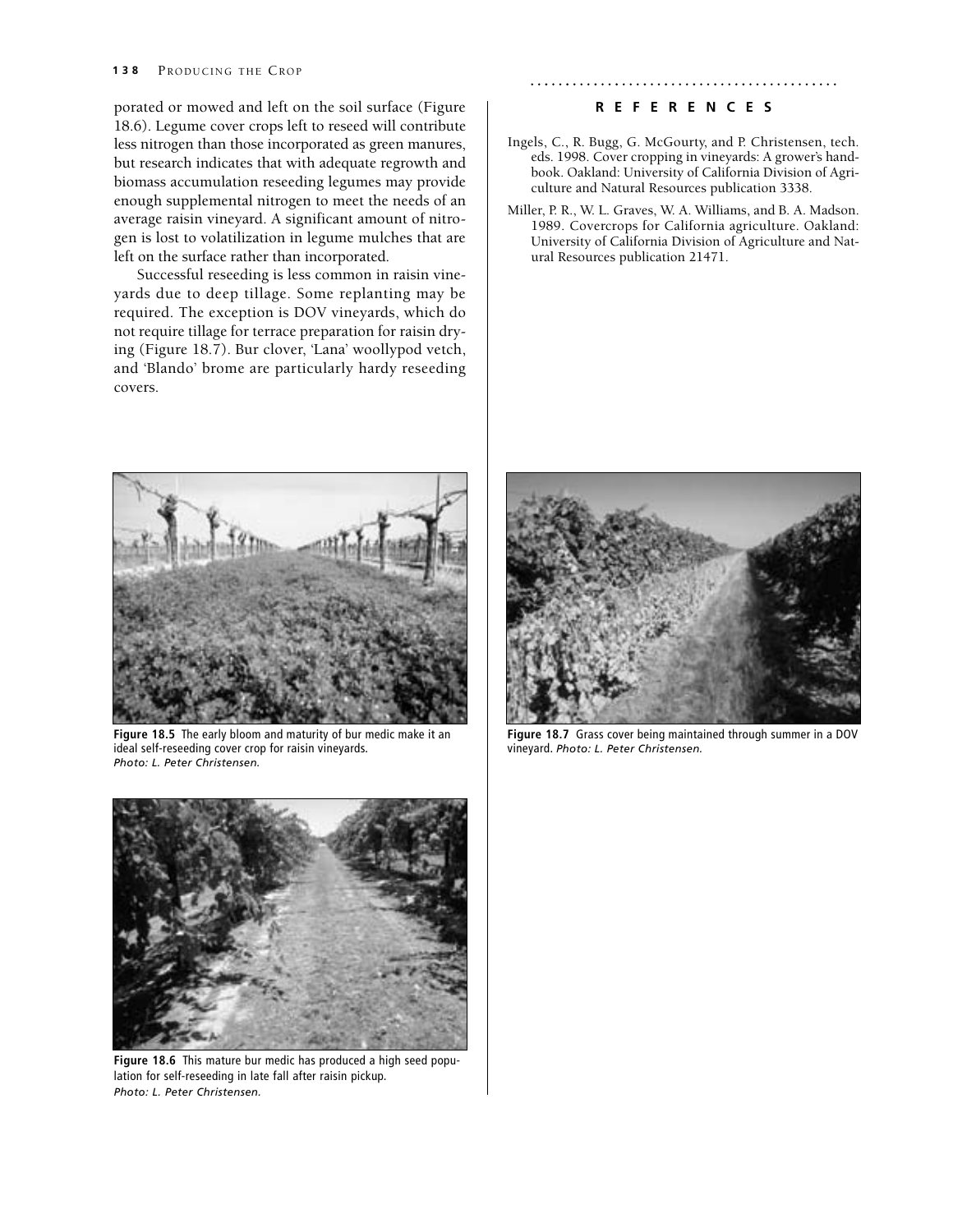porated or mowed and left on the soil surface (Figure 18.6). Legume cover crops left to reseed will contribute less nitrogen than those incorporated as green manures, but research indicates that with adequate regrowth and biomass accumulation reseeding legumes may provide enough supplemental nitrogen to meet the needs of an average raisin vineyard. A significant amount of nitrogen is lost to volatilization in legume mulches that are left on the surface rather than incorporated.

Successful reseeding is less common in raisin vineyards due to deep tillage. Some replanting may be required. The exception is DOV vineyards, which do not require tillage for terrace preparation for raisin drying (Figure 18.7). Bur clover, 'Lana' woollypod vetch, and 'Blando' brome are particularly hardy reseeding covers.

**Figure 18.5** The early bloom and maturity of bur medic make it an ideal self-reseeding cover crop for raisin vineyards. *Photo: L. Peter Christensen.*

**Figure 18.6** This mature bur medic has produced a high seed population for self-reseeding in late fall after raisin pickup. *Photo: L. Peter Christensen.*

## REFERENCES

Ingels, C., R. Bugg, G. McGourty, and P. Christensen, tech. eds. 1998. Cover cropping in vineyards: A grower's handbook. Oakland: University of California Division of Agriculture and Natural Resources publication 3338.

Miller, P. R., W. L. Graves, W. A. Williams, and B. A. Madson. 1989. Covercrops for California agriculture. Oakland: University of California Division of Agriculture and Natural Resources publication 21471.

**Figure 18.7** Grass cover being maintained through summer in a DOV vineyard. *Photo: L. Peter Christensen.*